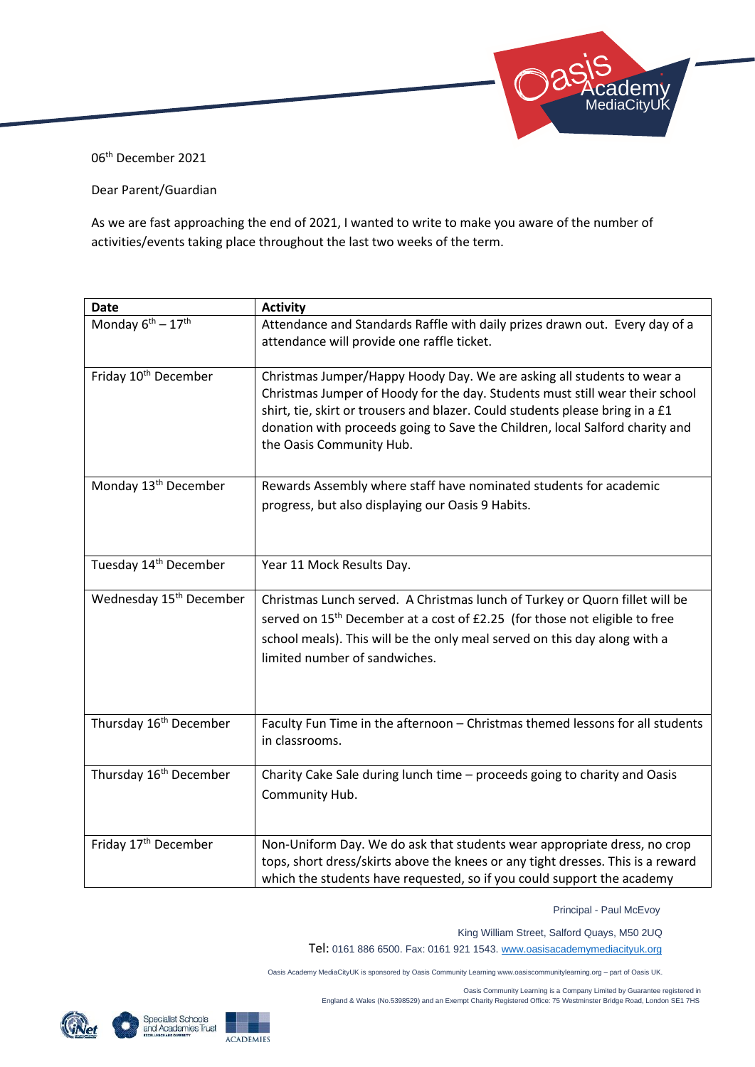06th December 2021

Dear Parent/Guardian

As we are fast approaching the end of 2021, I wanted to write to make you aware of the number of activities/events taking place throughout the last two weeks of the term.

| Date | Activity |
|---|---|
| Monday 6th – 17th | Attendance and Standards Raffle with daily prizes drawn out. Every day of a attendance will provide one raffle ticket. |
| Friday 10th December | Christmas Jumper/Happy Hoody Day. We are asking all students to wear a Christmas Jumper of Hoody for the day. Students must still wear their school shirt, tie, skirt or trousers and blazer. Could students please bring in a £1 donation with proceeds going to Save the Children, local Salford charity and the Oasis Community Hub. |
| Monday 13th December | Rewards Assembly where staff have nominated students for academic progress, but also displaying our Oasis 9 Habits. |
| Tuesday 14th December | Year 11 Mock Results Day. |
| Wednesday 15th December | Christmas Lunch served. A Christmas lunch of Turkey or Quorn fillet will be served on 15th December at a cost of £2.25 (for those not eligible to free school meals). This will be the only meal served on this day along with a limited number of sandwiches. |
| Thursday 16th December | Faculty Fun Time in the afternoon – Christmas themed lessons for all students in classrooms. |
| Thursday 16th December | Charity Cake Sale during lunch time – proceeds going to charity and Oasis Community Hub. |
| Friday 17th December | Non-Uniform Day. We do ask that students wear appropriate dress, no crop tops, short dress/skirts above the knees or any tight dresses. This is a reward which the students have requested, so if you could support the academy |

Principal - Paul McEvoy

King William Street, Salford Quays, M50 2UQ

Tel: 0161 886 6500. Fax: 0161 921 1543. www.oasisacademymediacityuk.org

Oasis Academy MediaCityUK is sponsored by Oasis Community Learning www.oasiscommunitylearning.org – part of Oasis UK.

Oasis Community Learning is a Company Limited by Guarantee registered in England & Wales (No.5398529) and an Exempt Charity Registered Office: 75 Westminster Bridge Road, London SE1 7HS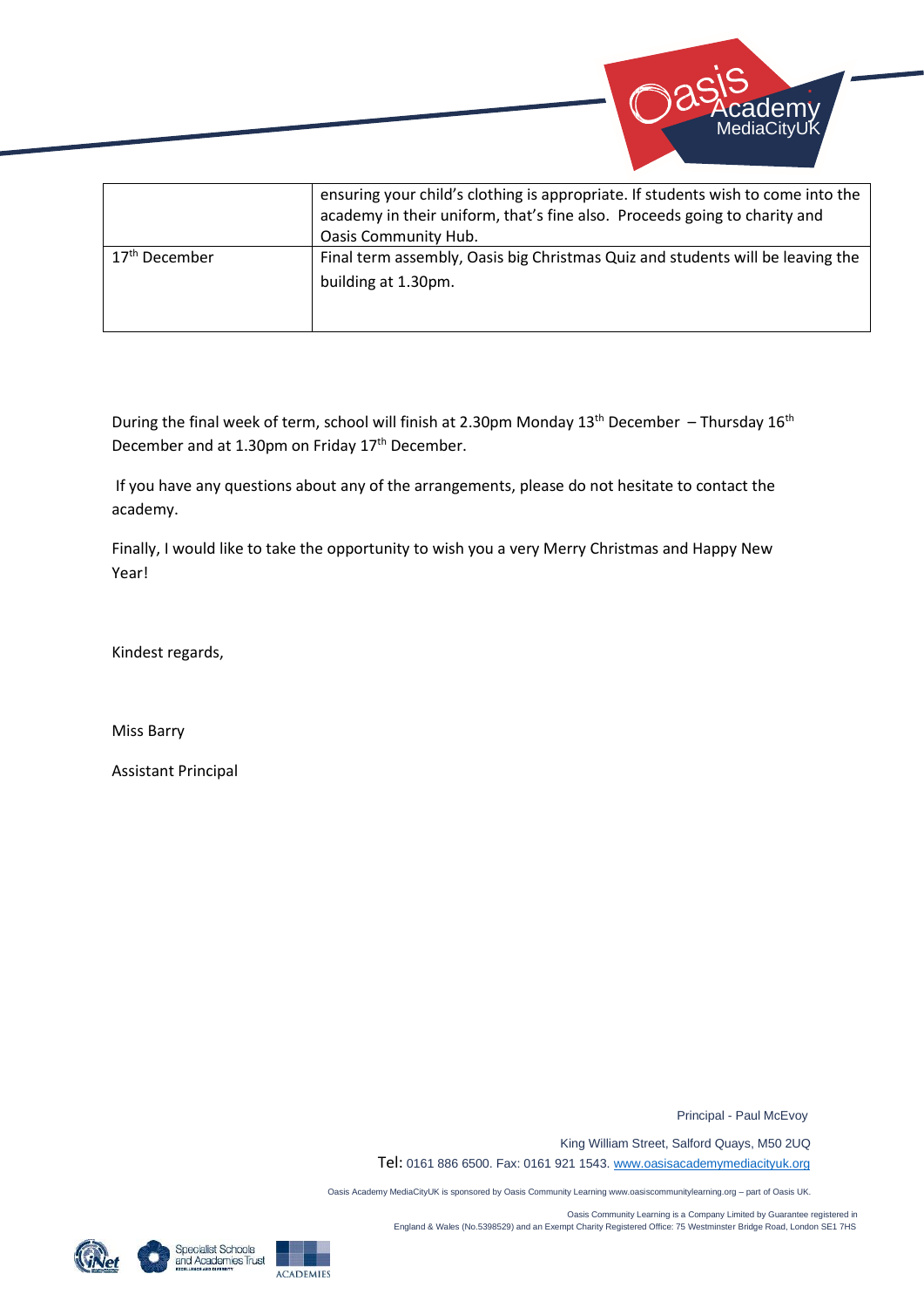| | |
|---|---|
| | ensuring your child's clothing is appropriate. If students wish to come into the academy in their uniform, that's fine also. Proceeds going to charity and Oasis Community Hub. |
| 17th December | Final term assembly, Oasis big Christmas Quiz and students will be leaving the building at 1.30pm. |

During the final week of term, school will finish at 2.30pm Monday 13th December – Thursday 16th December and at 1.30pm on Friday 17th December.

If you have any questions about any of the arrangements, please do not hesitate to contact the academy.

Finally, I would like to take the opportunity to wish you a very Merry Christmas and Happy New Year!

Kindest regards,

Miss Barry

Assistant Principal

Principal - Paul McEvoy

King William Street, Salford Quays, M50 2UQ

Tel: 0161 886 6500. Fax: 0161 921 1543. www.oasisacademymediacityuk.org

Oasis Academy MediaCityUK is sponsored by Oasis Community Learning www.oasiscommunitylearning.org – part of Oasis UK.

Oasis Community Learning is a Company Limited by Guarantee registered in England & Wales (No.5398529) and an Exempt Charity Registered Office: 75 Westminster Bridge Road, London SE1 7HS